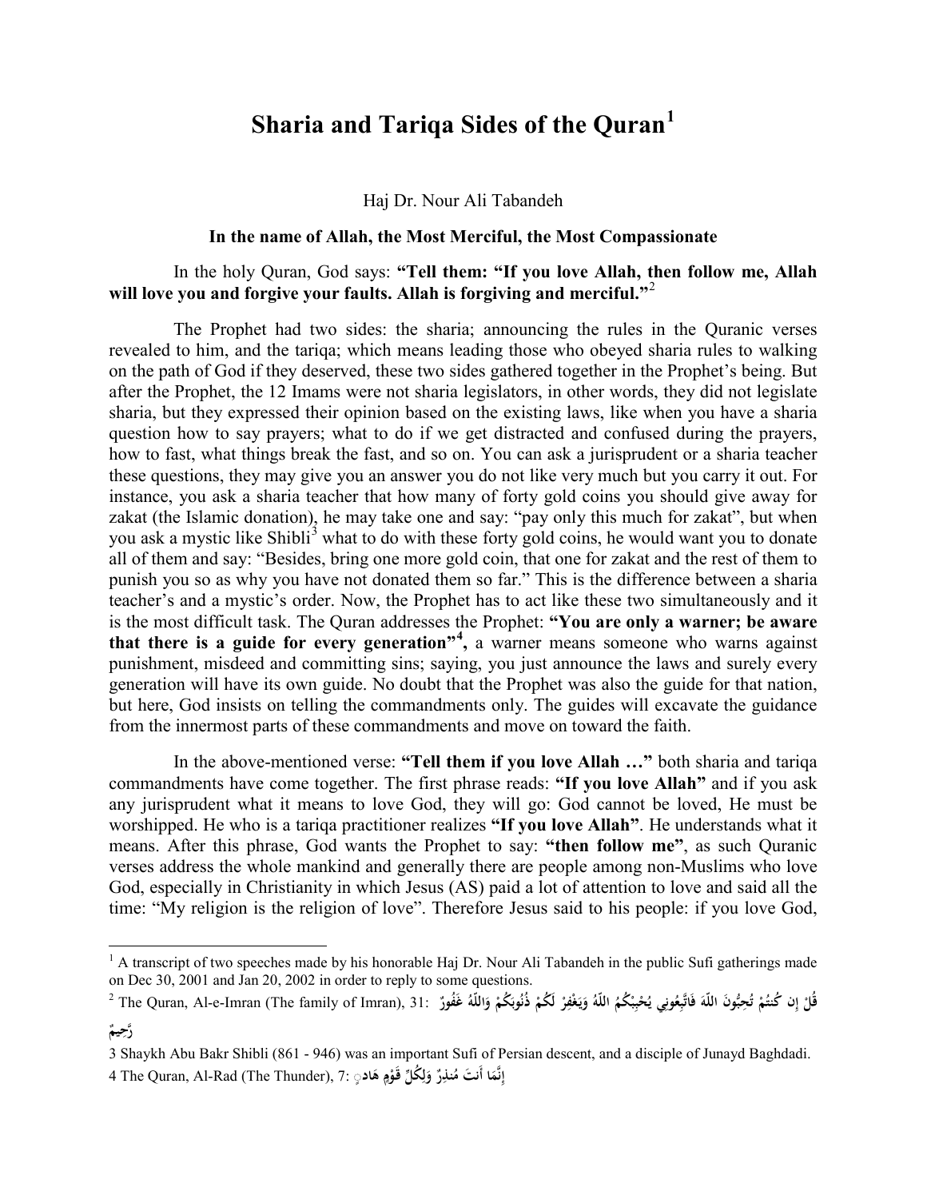# Sharia and Tariqa Sides of the Quran[1]

Haj Dr. Nour Ali Tabandeh

**In the name of Allah, the Most Merciful, the Most Compassionate**

In the holy Quran, God says: **"Tell them: "If you love Allah, then follow me, Allah will love you and forgive your faults. Allah is forgiving and merciful."**[2]

The Prophet had two sides: the sharia; announcing the rules in the Quranic verses revealed to him, and the tariqa; which means leading those who obeyed sharia rules to walking on the path of God if they deserved, these two sides gathered together in the Prophet's being. But after the Prophet, the 12 Imams were not sharia legislators, in other words, they did not legislate sharia, but they expressed their opinion based on the existing laws, like when you have a sharia question how to say prayers; what to do if we get distracted and confused during the prayers, how to fast, what things break the fast, and so on. You can ask a jurisprudent or a sharia teacher these questions, they may give you an answer you do not like very much but you carry it out. For instance, you ask a sharia teacher that how many of forty gold coins you should give away for zakat (the Islamic donation), he may take one and say: "pay only this much for zakat", but when you ask a mystic like Shibli[3] what to do with these forty gold coins, he would want you to donate all of them and say: "Besides, bring one more gold coin, that one for zakat and the rest of them to punish you so as why you have not donated them so far." This is the difference between a sharia teacher's and a mystic's order. Now, the Prophet has to act like these two simultaneously and it is the most difficult task. The Quran addresses the Prophet: **"You are only a warner; be aware that there is a guide for every generation"[4],** a warner means someone who warns against punishment, misdeed and committing sins; saying, you just announce the laws and surely every generation will have its own guide. No doubt that the Prophet was also the guide for that nation, but here, God insists on telling the commandments only. The guides will excavate the guidance from the innermost parts of these commandments and move on toward the faith.

In the above-mentioned verse: **"Tell them if you love Allah …"** both sharia and tariqa commandments have come together. The first phrase reads: **"If you love Allah"** and if you ask any jurisprudent what it means to love God, they will go: God cannot be loved, He must be worshipped. He who is a tariqa practitioner realizes **"If you love Allah"**. He understands what it means. After this phrase, God wants the Prophet to say: **"then follow me"**, as such Quranic verses address the whole mankind and generally there are people among non-Muslims who love God, especially in Christianity in which Jesus (AS) paid a lot of attention to love and said all the time: "My religion is the religion of love". Therefore Jesus said to his people: if you love God,

---

[1] A transcript of two speeches made by his honorable Haj Dr. Nour Ali Tabandeh in the public Sufi gatherings made on Dec 30, 2001 and Jan 20, 2002 in order to reply to some questions.

[2] The Quran, Al-e-Imran (The family of Imran), 31: قُلْ إِن كُنتُمْ تُحِبُّونَ اللَّهَ فَاتَّبِعُونِي يُحْبِبْكُمُ اللَّهُ وَيَغْفِرْ لَكُمْ ذُنُوبَكُمْ وَاللَّهُ غَفُورٌ رَّحِيمٌ

[3] Shaykh Abu Bakr Shibli (861 - 946) was an important Sufi of Persian descent, and a disciple of Junayd Baghdadi.

[4] The Quran, Al-Rad (The Thunder), 7: إِنَّمَا أَنتَ مُنذِرٌ وَلِكُلِّ قَوْمٍ هَادٍ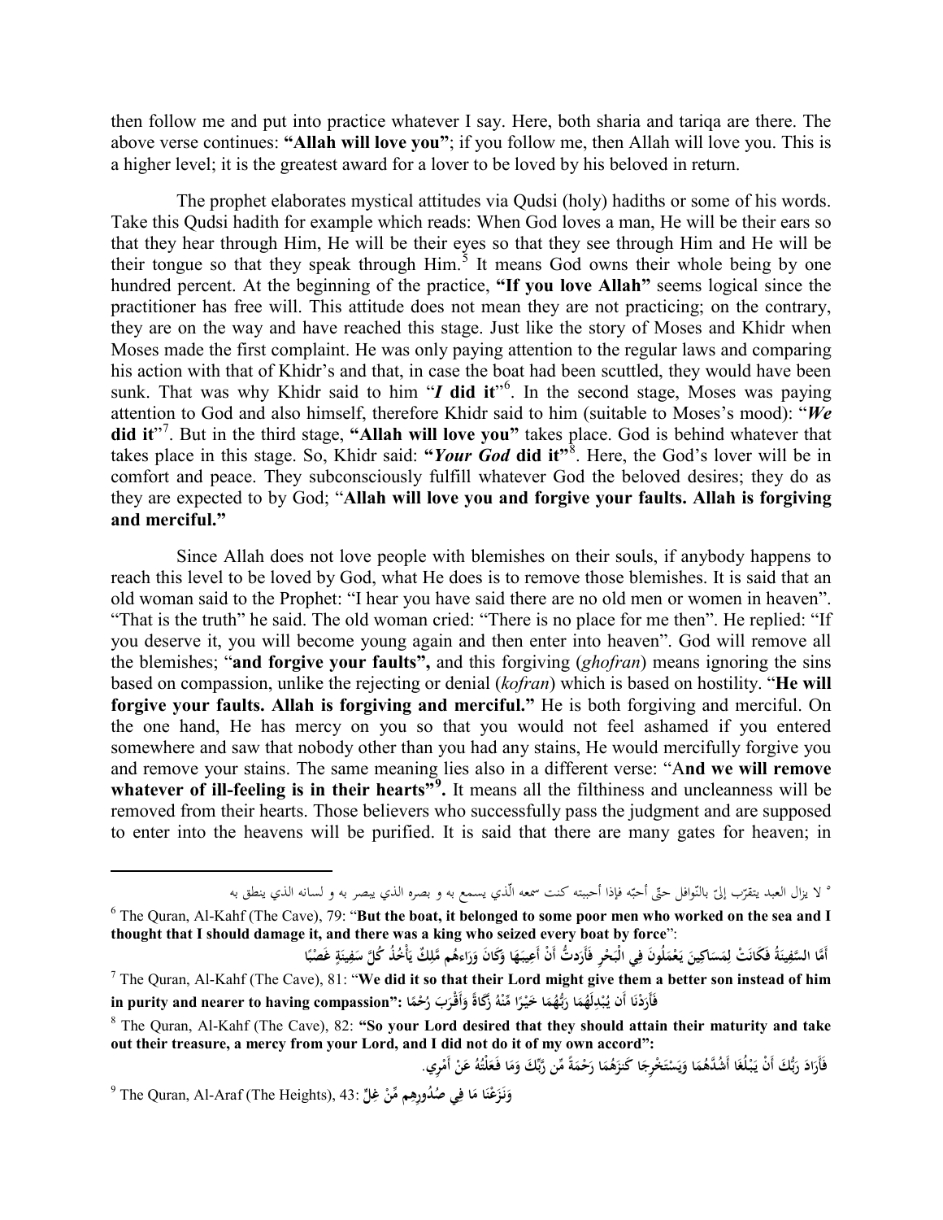then follow me and put into practice whatever I say. Here, both sharia and tariqa are there. The above verse continues: **"Allah will love you"**; if you follow me, then Allah will love you. This is a higher level; it is the greatest award for a lover to be loved by his beloved in return.

The prophet elaborates mystical attitudes via Qudsi (holy) hadiths or some of his words. Take this Qudsi hadith for example which reads: When God loves a man, He will be their ears so that they hear through Him, He will be their eyes so that they see through Him and He will be their tongue so that they speak through Him.[5] It means God owns their whole being by one hundred percent. At the beginning of the practice, **"If you love Allah"** seems logical since the practitioner has free will. This attitude does not mean they are not practicing; on the contrary, they are on the way and have reached this stage. Just like the story of Moses and Khidr when Moses made the first complaint. He was only paying attention to the regular laws and comparing his action with that of Khidr's and that, in case the boat had been scuttled, they would have been sunk. That was why Khidr said to him "***I* did it**"[6]. In the second stage, Moses was paying attention to God and also himself, therefore Khidr said to him (suitable to Moses's mood): "***We* did it**"[7]. But in the third stage, **"Allah will love you"** takes place. God is behind whatever that takes place in this stage. So, Khidr said: **"*Your God* did it"**[8]. Here, the God's lover will be in comfort and peace. They subconsciously fulfill whatever God the beloved desires; they do as they are expected to by God; "**Allah will love you and forgive your faults. Allah is forgiving and merciful.**"

Since Allah does not love people with blemishes on their souls, if anybody happens to reach this level to be loved by God, what He does is to remove those blemishes. It is said that an old woman said to the Prophet: "I hear you have said there are no old men or women in heaven". "That is the truth" he said. The old woman cried: "There is no place for me then". He replied: "If you deserve it, you will become young again and then enter into heaven". God will remove all the blemishes; "**and forgive your faults",** and this forgiving (*ghofran*) means ignoring the sins based on compassion, unlike the rejecting or denial (*kofran*) which is based on hostility. "**He will forgive your faults. Allah is forgiving and merciful."** He is both forgiving and merciful. On the one hand, He has mercy on you so that you would not feel ashamed if you entered somewhere and saw that nobody other than you had any stains, He would mercifully forgive you and remove your stains. The same meaning lies also in a different verse: "A**nd we will remove whatever of ill-feeling is in their hearts"**[9]**.** It means all the filthiness and uncleanness will be removed from their hearts. Those believers who successfully pass the judgment and are supposed to enter into the heavens will be purified. It is said that there are many gates for heaven; in

---

[5] لا يزال العبد يتقرّب إليّ بالنّوافل حتّى أحبّه فإذا أحببته كنت سمعه الّذي يسمع به و بصره الذي يبصر به و لسانه الذي ينطق به

[6] The Quran, Al-Kahf (The Cave), 79: "**But the boat, it belonged to some poor men who worked on the sea and I thought that I should damage it, and there was a king who seized every boat by force**":
**أَمَّا السَّفِينَةُ فَكَانَتْ لِمَسَاكِينَ يَعْمَلُونَ فِي الْبَحْرِ فَأَرَدتُّ أَنْ أَعِيبَهَا وَكَانَ وَرَاءهُم مَّلِكٌ يَأْخُذُ كُلَّ سَفِينَةٍ غَصْبًا**

[7] The Quran, Al-Kahf (The Cave), 81: "**We did it so that their Lord might give them a better son instead of him in purity and nearer to having compassion": فَأَرَدْنَا أَن يُبْدِلَهُمَا رَبُّهُمَا خَيْرًا مِّنْهُ زَكَاةً وَأَقْرَبَ رُحْمًا**

[8] The Quran, Al-Kahf (The Cave), 82: **"So your Lord desired that they should attain their maturity and take out their treasure, a mercy from your Lord, and I did not do it of my own accord":**
**فَأَرَادَ رَبُّكَ أَنْ يَبْلُغَا أَشُدَّهُمَا وَيَسْتَخْرِجَا كَنزَهُمَا رَحْمَةً مِّن رَّبِّكَ وَمَا فَعَلْتُهُ عَنْ أَمْرِي.**

[9] The Quran, Al-Araf (The Heights), 43: **وَنَزَعْنَا مَا فِي صُدُورِهِم مِّنْ غِلٍّ**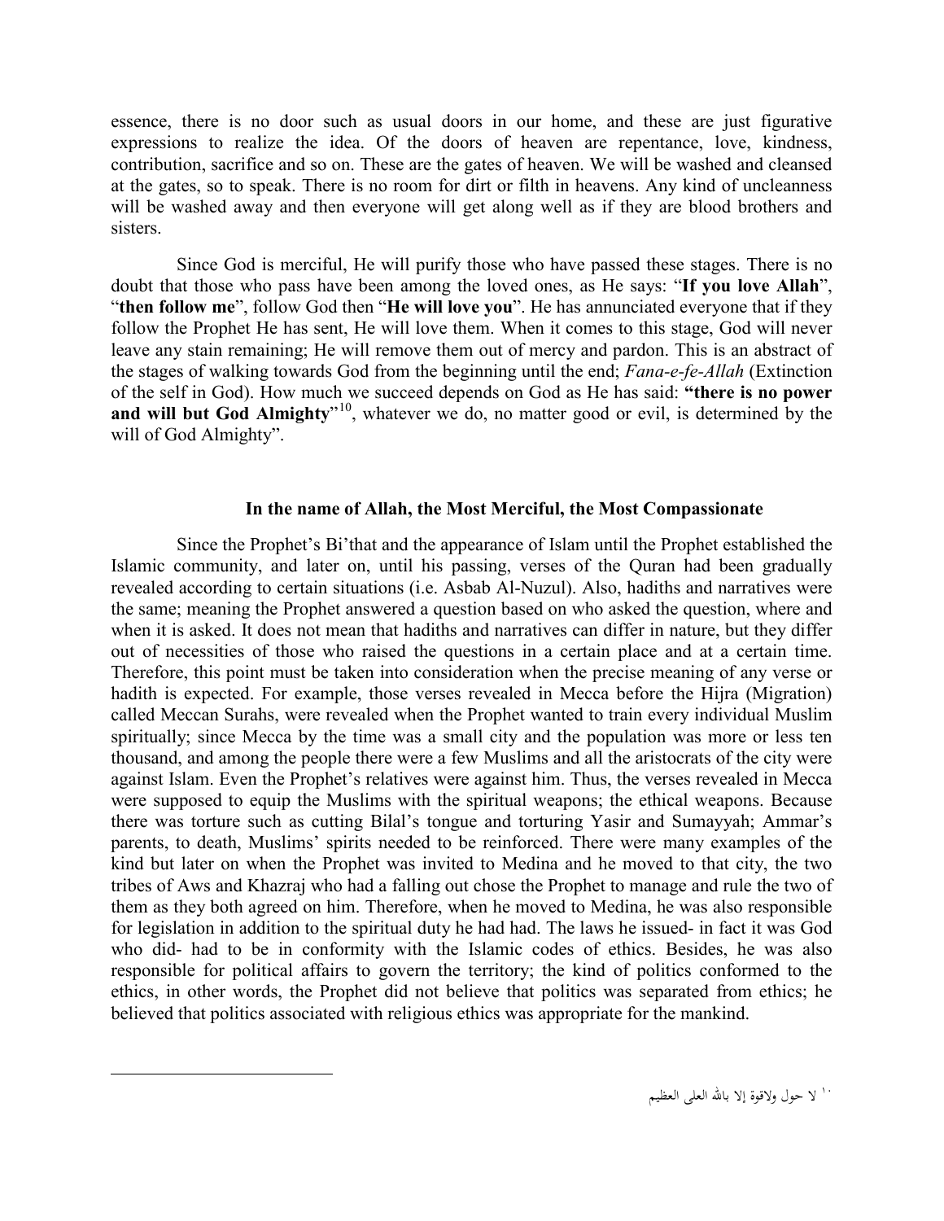essence, there is no door such as usual doors in our home, and these are just figurative expressions to realize the idea. Of the doors of heaven are repentance, love, kindness, contribution, sacrifice and so on. These are the gates of heaven. We will be washed and cleansed at the gates, so to speak. There is no room for dirt or filth in heavens. Any kind of uncleanness will be washed away and then everyone will get along well as if they are blood brothers and sisters.

Since God is merciful, He will purify those who have passed these stages. There is no doubt that those who pass have been among the loved ones, as He says: "**If you love Allah**", "**then follow me**", follow God then "**He will love you**". He has annunciated everyone that if they follow the Prophet He has sent, He will love them. When it comes to this stage, God will never leave any stain remaining; He will remove them out of mercy and pardon. This is an abstract of the stages of walking towards God from the beginning until the end; *Fana-e-fe-Allah* (Extinction of the self in God). How much we succeed depends on God as He has said: **"there is no power and will but God Almighty**"[10], whatever we do, no matter good or evil, is determined by the will of God Almighty".

### In the name of Allah, the Most Merciful, the Most Compassionate

Since the Prophet's Bi'that and the appearance of Islam until the Prophet established the Islamic community, and later on, until his passing, verses of the Quran had been gradually revealed according to certain situations (i.e. Asbab Al-Nuzul). Also, hadiths and narratives were the same; meaning the Prophet answered a question based on who asked the question, where and when it is asked. It does not mean that hadiths and narratives can differ in nature, but they differ out of necessities of those who raised the questions in a certain place and at a certain time. Therefore, this point must be taken into consideration when the precise meaning of any verse or hadith is expected. For example, those verses revealed in Mecca before the Hijra (Migration) called Meccan Surahs, were revealed when the Prophet wanted to train every individual Muslim spiritually; since Mecca by the time was a small city and the population was more or less ten thousand, and among the people there were a few Muslims and all the aristocrats of the city were against Islam. Even the Prophet's relatives were against him. Thus, the verses revealed in Mecca were supposed to equip the Muslims with the spiritual weapons; the ethical weapons. Because there was torture such as cutting Bilal's tongue and torturing Yasir and Sumayyah; Ammar's parents, to death, Muslims' spirits needed to be reinforced. There were many examples of the kind but later on when the Prophet was invited to Medina and he moved to that city, the two tribes of Aws and Khazraj who had a falling out chose the Prophet to manage and rule the two of them as they both agreed on him. Therefore, when he moved to Medina, he was also responsible for legislation in addition to the spiritual duty he had had. The laws he issued- in fact it was God who did- had to be in conformity with the Islamic codes of ethics. Besides, he was also responsible for political affairs to govern the territory; the kind of politics conformed to the ethics, in other words, the Prophet did not believe that politics was separated from ethics; he believed that politics associated with religious ethics was appropriate for the mankind.

---

[10] لا حول ولاقوة إلا بالله العلى العظيم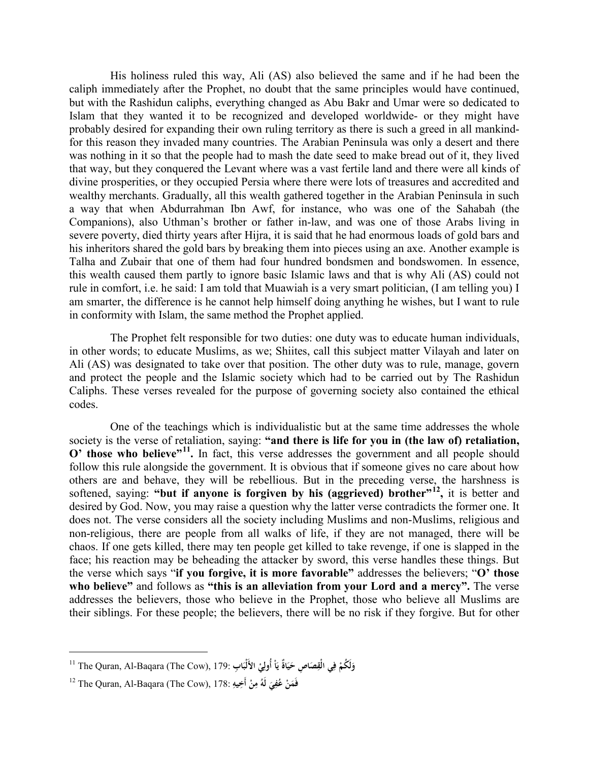His holiness ruled this way, Ali (AS) also believed the same and if he had been the caliph immediately after the Prophet, no doubt that the same principles would have continued, but with the Rashidun caliphs, everything changed as Abu Bakr and Umar were so dedicated to Islam that they wanted it to be recognized and developed worldwide- or they might have probably desired for expanding their own ruling territory as there is such a greed in all mankind- for this reason they invaded many countries. The Arabian Peninsula was only a desert and there was nothing in it so that the people had to mash the date seed to make bread out of it, they lived that way, but they conquered the Levant where was a vast fertile land and there were all kinds of divine prosperities, or they occupied Persia where there were lots of treasures and accredited and wealthy merchants. Gradually, all this wealth gathered together in the Arabian Peninsula in such a way that when Abdurrahman Ibn Awf, for instance, who was one of the Sahabah (the Companions), also Uthman's brother or father in-law, and was one of those Arabs living in severe poverty, died thirty years after Hijra, it is said that he had enormous loads of gold bars and his inheritors shared the gold bars by breaking them into pieces using an axe. Another example is Talha and Zubair that one of them had four hundred bondsmen and bondswomen. In essence, this wealth caused them partly to ignore basic Islamic laws and that is why Ali (AS) could not rule in comfort, i.e. he said: I am told that Muawiah is a very smart politician, (I am telling you) I am smarter, the difference is he cannot help himself doing anything he wishes, but I want to rule in conformity with Islam, the same method the Prophet applied.

The Prophet felt responsible for two duties: one duty was to educate human individuals, in other words; to educate Muslims, as we; Shiites, call this subject matter Vilayah and later on Ali (AS) was designated to take over that position. The other duty was to rule, manage, govern and protect the people and the Islamic society which had to be carried out by The Rashidun Caliphs. These verses revealed for the purpose of governing society also contained the ethical codes.

One of the teachings which is individualistic but at the same time addresses the whole society is the verse of retaliation, saying: **"and there is life for you in (the law of) retaliation, O' those who believe"**[11]**.** In fact, this verse addresses the government and all people should follow this rule alongside the government. It is obvious that if someone gives no care about how others are and behave, they will be rebellious. But in the preceding verse, the harshness is softened, saying: **"but if anyone is forgiven by his (aggrieved) brother"**[12]**,** it is better and desired by God. Now, you may raise a question why the latter verse contradicts the former one. It does not. The verse considers all the society including Muslims and non-Muslims, religious and non-religious, there are people from all walks of life, if they are not managed, there will be chaos. If one gets killed, there may ten people get killed to take revenge, if one is slapped in the face; his reaction may be beheading the attacker by sword, this verse handles these things. But the verse which says "**if you forgive, it is more favorable"** addresses the believers; "**O' those who believe"** and follows as **"this is an alleviation from your Lord and a mercy".** The verse addresses the believers, those who believe in the Prophet, those who believe all Muslims are their siblings. For these people; the believers, there will be no risk if they forgive. But for other

---

[11] The Quran, Al-Baqara (The Cow), 179: **وَلَكُمْ فِي الْقِصَاصِ حَيَاةٌ يَاْ أُولِيْ الأَلْبَابِ**

[12] The Quran, Al-Baqara (The Cow), 178: **فَمَنْ عُفِيَ لَهُ مِنْ أَخِيهِ**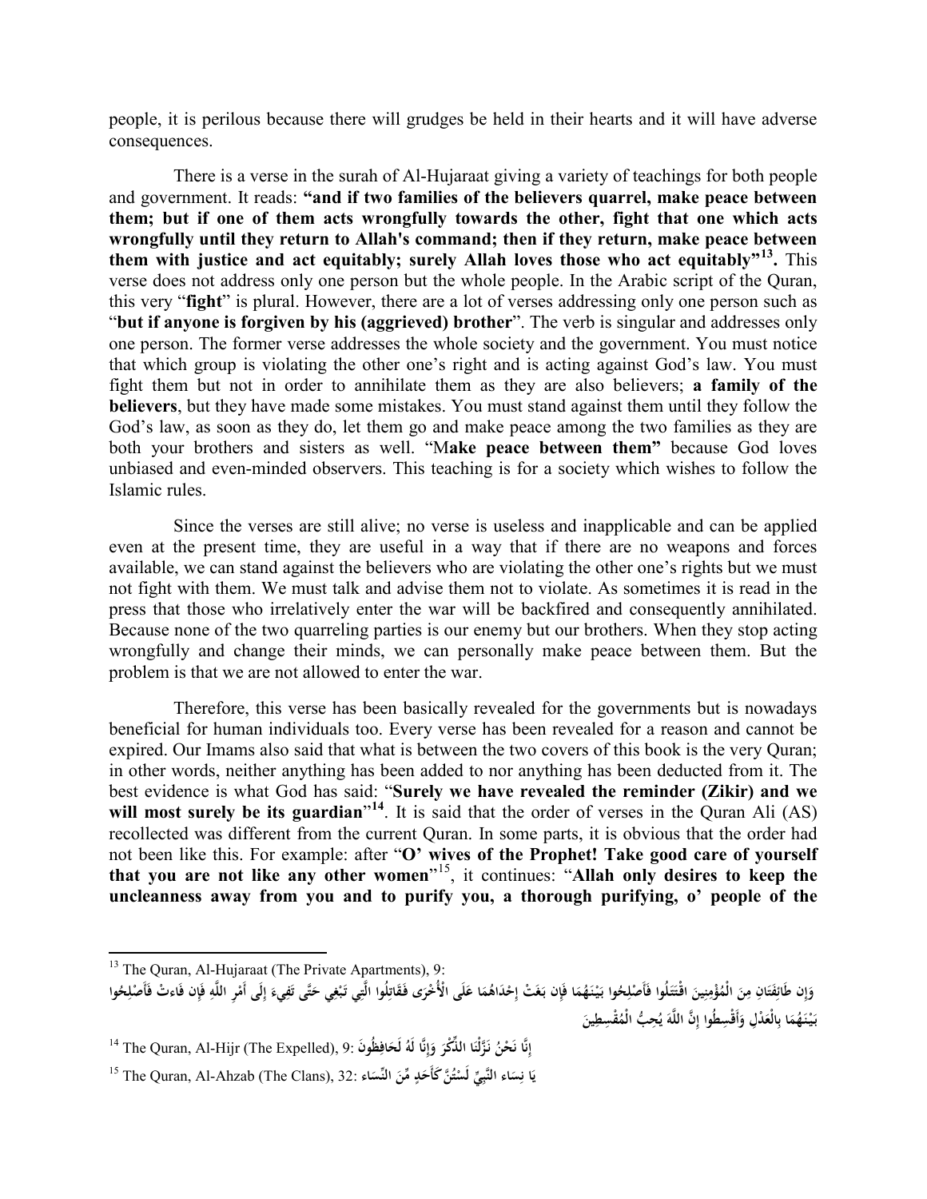people, it is perilous because there will grudges be held in their hearts and it will have adverse consequences.

There is a verse in the surah of Al-Hujaraat giving a variety of teachings for both people and government. It reads: **"and if two families of the believers quarrel, make peace between them; but if one of them acts wrongfully towards the other, fight that one which acts wrongfully until they return to Allah's command; then if they return, make peace between them with justice and act equitably; surely Allah loves those who act equitably"[13].** This verse does not address only one person but the whole people. In the Arabic script of the Quran, this very "**fight**" is plural. However, there are a lot of verses addressing only one person such as "**but if anyone is forgiven by his (aggrieved) brother**". The verb is singular and addresses only one person. The former verse addresses the whole society and the government. You must notice that which group is violating the other one's right and is acting against God's law. You must fight them but not in order to annihilate them as they are also believers; **a family of the believers**, but they have made some mistakes. You must stand against them until they follow the God's law, as soon as they do, let them go and make peace among the two families as they are both your brothers and sisters as well. "M**ake peace between them"** because God loves unbiased and even-minded observers. This teaching is for a society which wishes to follow the Islamic rules.

Since the verses are still alive; no verse is useless and inapplicable and can be applied even at the present time, they are useful in a way that if there are no weapons and forces available, we can stand against the believers who are violating the other one's rights but we must not fight with them. We must talk and advise them not to violate. As sometimes it is read in the press that those who irrelatively enter the war will be backfired and consequently annihilated. Because none of the two quarreling parties is our enemy but our brothers. When they stop acting wrongfully and change their minds, we can personally make peace between them. But the problem is that we are not allowed to enter the war.

Therefore, this verse has been basically revealed for the governments but is nowadays beneficial for human individuals too. Every verse has been revealed for a reason and cannot be expired. Our Imams also said that what is between the two covers of this book is the very Quran; in other words, neither anything has been added to nor anything has been deducted from it. The best evidence is what God has said: "**Surely we have revealed the reminder (Zikir) and we will most surely be its guardian**"**[14]**. It is said that the order of verses in the Quran Ali (AS) recollected was different from the current Quran. In some parts, it is obvious that the order had not been like this. For example: after "**O' wives of the Prophet! Take good care of yourself that you are not like any other women**"[15], it continues: "**Allah only desires to keep the uncleanness away from you and to purify you, a thorough purifying, o' people of the**

---

[13] The Quran, Al-Hujaraat (The Private Apartments), 9:
وَإِن طَائِفَتَانِ مِنَ الْمُؤْمِنِينَ اقْتَتَلُوا فَأَصْلِحُوا بَيْنَهُمَا فَإِن بَغَتْ إِحْدَاهُمَا عَلَى الْأُخْرَى فَقَاتِلُوا الَّتِي تَبْغِي حَتَّى تَفِيءَ إِلَى أَمْرِ اللَّهِ فَإِن فَاءتْ فَأَصْلِحُوا بَيْنَهُمَا بِالْعَدْلِ وَأَقْسِطُوا إِنَّ اللَّهَ يُحِبُّ الْمُقْسِطِينَ

[14] The Quran, Al-Hijr (The Expelled), 9: إِنَّا نَحْنُ نَزَّلْنَا الذِّكْرَ وَإِنَّا لَهُ لَحَافِظُونَ

[15] The Quran, Al-Ahzab (The Clans), 32: يَا نِسَاء النَّبِيِّ لَسْتُنَّ كَأَحَدٍ مِّنَ النِّسَاء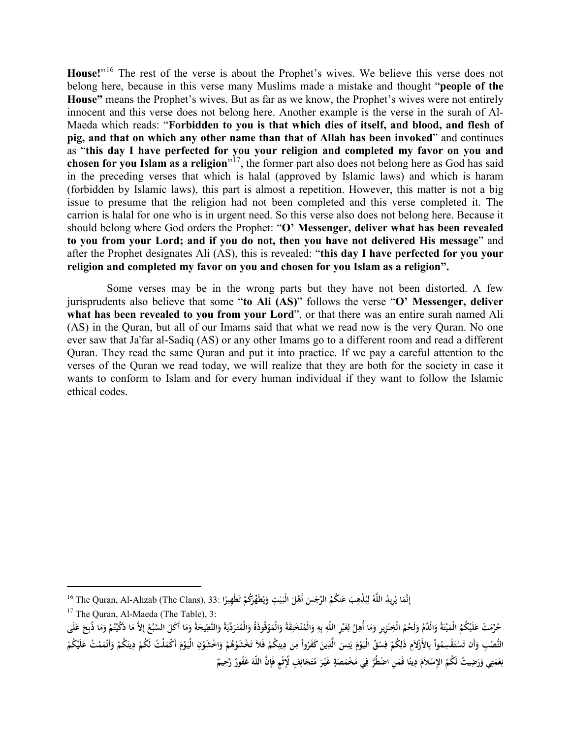**House!**"[16] The rest of the verse is about the Prophet's wives. We believe this verse does not belong here, because in this verse many Muslims made a mistake and thought "**people of the House"** means the Prophet's wives. But as far as we know, the Prophet's wives were not entirely innocent and this verse does not belong here. Another example is the verse in the surah of Al-Maeda which reads: "**Forbidden to you is that which dies of itself, and blood, and flesh of pig, and that on which any other name than that of Allah has been invoked**" and continues as "**this day I have perfected for you your religion and completed my favor on you and chosen for you Islam as a religion**"[17], the former part also does not belong here as God has said in the preceding verses that which is halal (approved by Islamic laws) and which is haram (forbidden by Islamic laws), this part is almost a repetition. However, this matter is not a big issue to presume that the religion had not been completed and this verse completed it. The carrion is halal for one who is in urgent need. So this verse also does not belong here. Because it should belong where God orders the Prophet: "**O' Messenger, deliver what has been revealed to you from your Lord; and if you do not, then you have not delivered His message**" and after the Prophet designates Ali (AS), this is revealed: "**this day I have perfected for you your religion and completed my favor on you and chosen for you Islam as a religion".**

Some verses may be in the wrong parts but they have not been distorted. A few jurisprudents also believe that some "**to Ali (AS)**" follows the verse "**O' Messenger, deliver what has been revealed to you from your Lord**", or that there was an entire surah named Ali (AS) in the Quran, but all of our Imams said that what we read now is the very Quran. No one ever saw that Ja'far al-Sadiq (AS) or any other Imams go to a different room and read a different Quran. They read the same Quran and put it into practice. If we pay a careful attention to the verses of the Quran we read today, we will realize that they are both for the society in case it wants to conform to Islam and for every human individual if they want to follow the Islamic ethical codes.

---

[16] The Quran, Al-Ahzab (The Clans), 33: إِنَّمَا يُرِيدُ اللَّهُ لِيُذْهِبَ عَنكُمُ الرِّجْسَ أَهْلَ الْبَيْتِ وَيُطَهِّرَكُمْ تَطْهِيرًا

[17] The Quran, Al-Maeda (The Table), 3:
حُرِّمَتْ عَلَيْكُمُ الْمَيْتَةُ وَالْدَّمُ وَلَحْمُ الْخِنْزِيرِ وَمَا أُهِلَّ لِغَيْرِ اللّهِ بِهِ وَالْمُنْخَنِقَةُ وَالْمَوْقُوذَةُ وَالْمُتَرَدِّيَةُ وَالنَّطِيحَةُ وَمَا أَكَلَ السَّبُعُ إِلاَّ مَا ذَكَّيْتُمْ وَمَا ذُبِحَ عَلَى النُّصُبِ وَأَن تَسْتَقْسِمُواْ بِالأَزْلاَمِ ذَلِكُمْ فِسْقٌ الْيَوْمَ يَئِسَ الَّذِينَ كَفَرُواْ مِن دِينِكُمْ فَلاَ تَخْشَوْهُمْ وَاخْشَوْنِ الْيَوْمَ أَكْمَلْتُ لَكُمْ دِينَكُمْ وَأَتْمَمْتُ عَلَيْكُمْ نِعْمَتِي وَرَضِيتُ لَكُمُ الإِسْلاَمَ دِينًا فَمَنِ اضْطُرَّ فِي مَخْمَصَةٍ غَيْرَ مُتَجَانِفٍ لِّإِثْمٍ فَإِنَّ اللّهَ غَفُورٌ رَّحِيمٌ